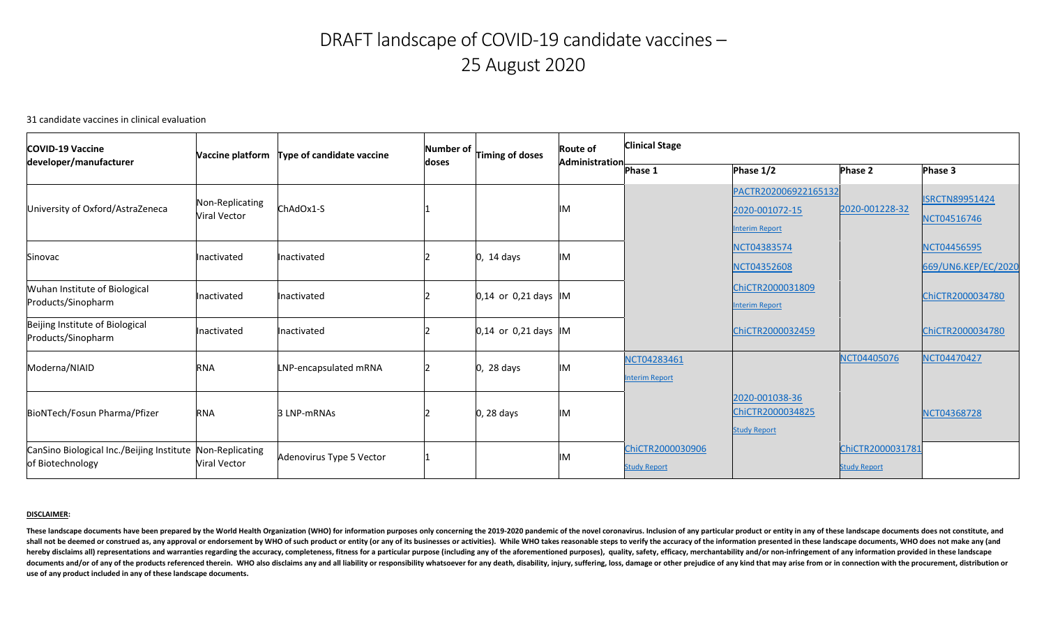# DRAFT landscape of COVID-19 candidate vaccines – 25 August 2020

31 candidate vaccines in clinical evaluation

| COVID-19 Vaccine developer/manufacturer | Vaccine platform | Type of candidate vaccine | Number of doses | Timing of doses | Route of Administration | Clinical Stage | | | |
|---|---|---|---|---|---|---|---|---|---|
| | | | | | | Phase 1 | Phase 1/2 | Phase 2 | Phase 3 |
| University of Oxford/AstraZeneca | Non-Replicating Viral Vector | ChAdOx1-S | 1 | | IM | | PACTR202006922165132<br>2020-001072-15<br>Interim Report | 2020-001228-32 | ISRCTN89951424<br>NCT04516746 |
| Sinovac | Inactivated | Inactivated | 2 | 0, 14 days | IM | | NCT04383574<br>NCT04352608 | | NCT04456595<br>669/UN6.KEP/EC/2020 |
| Wuhan Institute of Biological Products/Sinopharm | Inactivated | Inactivated | 2 | 0,14 or 0,21 days | IM | | ChiCTR2000031809<br>Interim Report | | ChiCTR2000034780 |
| Beijing Institute of Biological Products/Sinopharm | Inactivated | Inactivated | 2 | 0,14 or 0,21 days | IM | | ChiCTR2000032459 | | ChiCTR2000034780 |
| Moderna/NIAID | RNA | LNP-encapsulated mRNA | 2 | 0, 28 days | IM | NCT04283461<br>Interim Report | | NCT04405076 | NCT04470427 |
| BioNTech/Fosun Pharma/Pfizer | RNA | 3 LNP-mRNAs | 2 | 0, 28 days | IM | | 2020-001038-36<br>ChiCTR2000034825<br>Study Report | | NCT04368728 |
| CanSino Biological Inc./Beijing Institute of Biotechnology | Non-Replicating Viral Vector | Adenovirus Type 5 Vector | 1 | | IM | ChiCTR2000030906<br>Study Report | | ChiCTR2000031781<br>Study Report | |

**DISCLAIMER:**

**These landscape documents have been prepared by the World Health Organization (WHO) for information purposes only concerning the 2019-2020 pandemic of the novel coronavirus. Inclusion of any particular product or entity in any of these landscape documents does not constitute, and shall not be deemed or construed as, any approval or endorsement by WHO of such product or entity (or any of its businesses or activities). While WHO takes reasonable steps to verify the accuracy of the information presented in these landscape documents, WHO does not make any (and hereby disclaims all) representations and warranties regarding the accuracy, completeness, fitness for a particular purpose (including any of the aforementioned purposes), quality, safety, efficacy, merchantability and/or non-infringement of any information provided in these landscape documents and/or of any of the products referenced therein. WHO also disclaims any and all liability or responsibility whatsoever for any death, disability, injury, suffering, loss, damage or other prejudice of any kind that may arise from or in connection with the procurement, distribution or use of any product included in any of these landscape documents.**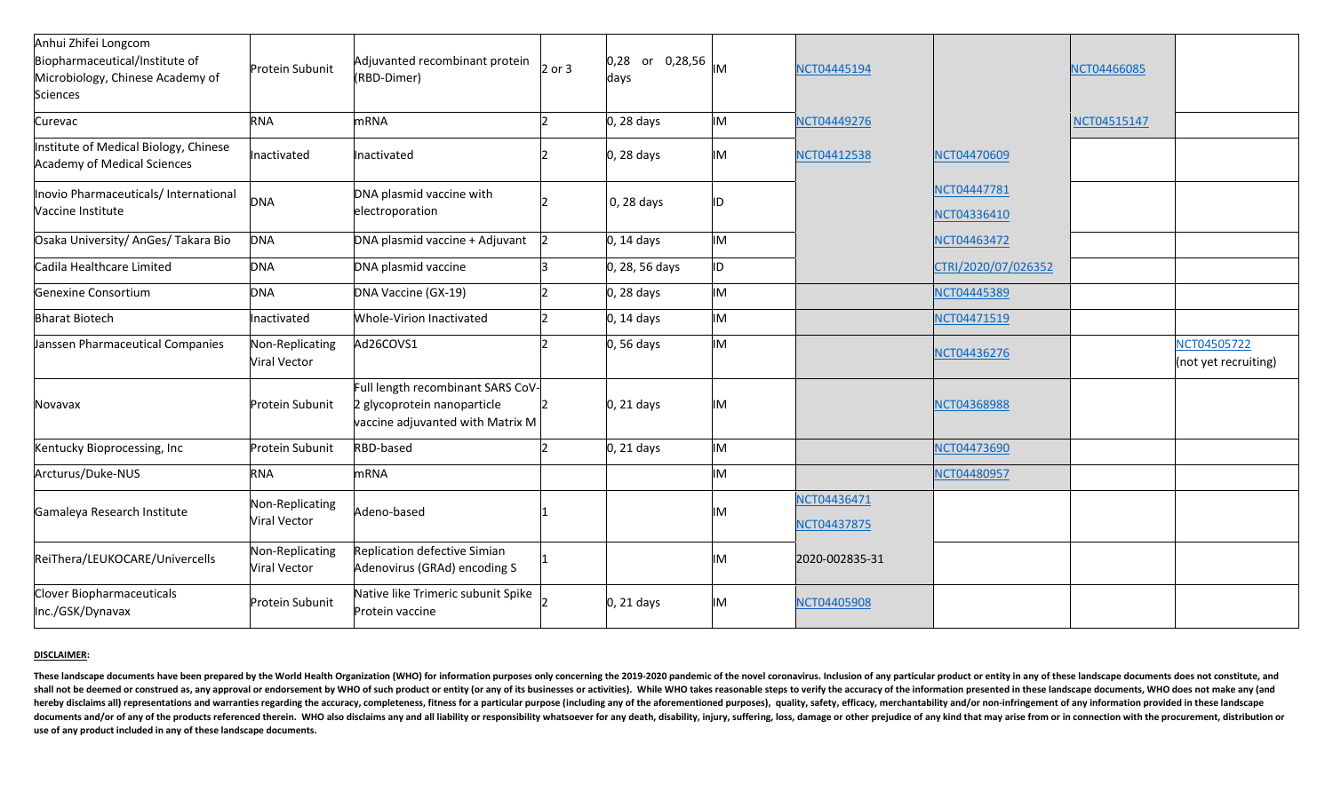| | | | | | | | | | |
|---|---|---|---|---|---|---|---|---|---|
| Anhui Zhifei Longcom Biopharmaceutical/Institute of Microbiology, Chinese Academy of Sciences | Protein Subunit | Adjuvanted recombinant protein (RBD-Dimer) | 2 or 3 | 0,28 or 0,28,56 days | IM | NCT04445194 | | NCT04466085 | |
| Curevac | RNA | mRNA | 2 | 0, 28 days | IM | NCT04449276 | | NCT04515147 | |
| Institute of Medical Biology, Chinese Academy of Medical Sciences | Inactivated | Inactivated | 2 | 0, 28 days | IM | NCT04412538 | NCT04470609 | | |
| Inovio Pharmaceuticals/ International Vaccine Institute | DNA | DNA plasmid vaccine with electroporation | 2 | 0, 28 days | ID | | NCT04447781<br>NCT04336410 | | |
| Osaka University/ AnGes/ Takara Bio | DNA | DNA plasmid vaccine + Adjuvant | 2 | 0, 14 days | IM | | NCT04463472 | | |
| Cadila Healthcare Limited | DNA | DNA plasmid vaccine | 3 | 0, 28, 56 days | ID | | CTRI/2020/07/026352 | | |
| Genexine Consortium | DNA | DNA Vaccine (GX-19) | 2 | 0, 28 days | IM | | NCT04445389 | | |
| Bharat Biotech | Inactivated | Whole-Virion Inactivated | 2 | 0, 14 days | IM | | NCT04471519 | | |
| Janssen Pharmaceutical Companies | Non-Replicating Viral Vector | Ad26COVS1 | 2 | 0, 56 days | IM | | NCT04436276 | | NCT04505722 (not yet recruiting) |
| Novavax | Protein Subunit | Full length recombinant SARS CoV-2 glycoprotein nanoparticle vaccine adjuvanted with Matrix M | 2 | 0, 21 days | IM | | NCT04368988 | | |
| Kentucky Bioprocessing, Inc | Protein Subunit | RBD-based | 2 | 0, 21 days | IM | | NCT04473690 | | |
| Arcturus/Duke-NUS | RNA | mRNA | | | IM | | NCT04480957 | | |
| Gamaleya Research Institute | Non-Replicating Viral Vector | Adeno-based | 1 | | IM | NCT04436471<br>NCT04437875 | | | |
| ReiThera/LEUKOCARE/Univercells | Non-Replicating Viral Vector | Replication defective Simian Adenovirus (GRAd) encoding S | 1 | | IM | 2020-002835-31 | | | |
| Clover Biopharmaceuticals Inc./GSK/Dynavax | Protein Subunit | Native like Trimeric subunit Spike Protein vaccine | 2 | 0, 21 days | IM | NCT04405908 | | | |

**DISCLAIMER:**

**These landscape documents have been prepared by the World Health Organization (WHO) for information purposes only concerning the 2019-2020 pandemic of the novel coronavirus. Inclusion of any particular product or entity in any of these landscape documents does not constitute, and shall not be deemed or construed as, any approval or endorsement by WHO of such product or entity (or any of its businesses or activities). While WHO takes reasonable steps to verify the accuracy of the information presented in these landscape documents, WHO does not make any (and hereby disclaims all) representations and warranties regarding the accuracy, completeness, fitness for a particular purpose (including any of the aforementioned purposes), quality, safety, efficacy, merchantability and/or non-infringement of any information provided in these landscape documents and/or of any of the products referenced therein. WHO also disclaims any and all liability or responsibility whatsoever for any death, disability, injury, suffering, loss, damage or other prejudice of any kind that may arise from or in connection with the procurement, distribution or use of any product included in any of these landscape documents.**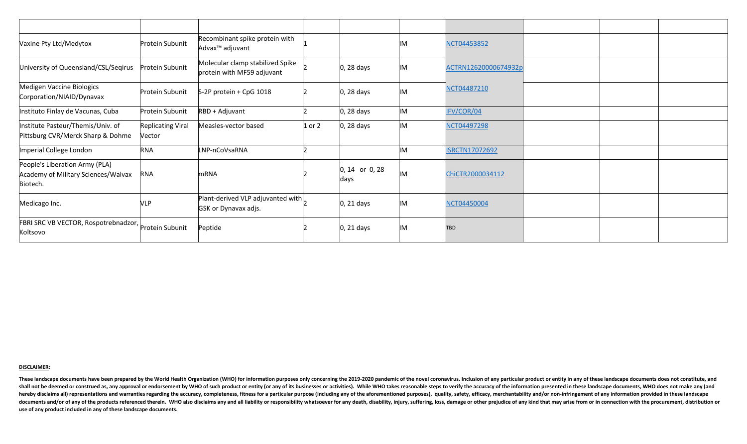| | | | | | | | | | |
|---|---|---|---|---|---|---|---|---|---|
| Vaxine Pty Ltd/Medytox | Protein Subunit | Recombinant spike protein with Advax™ adjuvant | 1 | | IM | NCT04453852 | | | |
| University of Queensland/CSL/Seqirus | Protein Subunit | Molecular clamp stabilized Spike protein with MF59 adjuvant | 2 | 0, 28 days | IM | ACTRN12620000674932p | | | |
| Medigen Vaccine Biologics Corporation/NIAID/Dynavax | Protein Subunit | S-2P protein + CpG 1018 | 2 | 0, 28 days | IM | NCT04487210 | | | |
| Instituto Finlay de Vacunas, Cuba | Protein Subunit | RBD + Adjuvant | 2 | 0, 28 days | IM | IFV/COR/04 | | | |
| Institute Pasteur/Themis/Univ. of Pittsburg CVR/Merck Sharp & Dohme | Replicating Viral Vector | Measles-vector based | 1 or 2 | 0, 28 days | IM | NCT04497298 | | | |
| Imperial College London | RNA | LNP-nCoVsaRNA | 2 | | IM | ISRCTN17072692 | | | |
| People's Liberation Army (PLA) Academy of Military Sciences/Walvax Biotech. | RNA | mRNA | 2 | 0, 14 or 0, 28 days | IM | ChiCTR2000034112 | | | |
| Medicago Inc. | VLP | Plant-derived VLP adjuvanted with GSK or Dynavax adjs. | 2 | 0, 21 days | IM | NCT04450004 | | | |
| FBRI SRC VB VECTOR, Rospotrebnadzor, Koltsovo | Protein Subunit | Peptide | 2 | 0, 21 days | IM | TBD | | | |

**DISCLAIMER:**

**These landscape documents have been prepared by the World Health Organization (WHO) for information purposes only concerning the 2019-2020 pandemic of the novel coronavirus. Inclusion of any particular product or entity in any of these landscape documents does not constitute, and shall not be deemed or construed as, any approval or endorsement by WHO of such product or entity (or any of its businesses or activities). While WHO takes reasonable steps to verify the accuracy of the information presented in these landscape documents, WHO does not make any (and hereby disclaims all) representations and warranties regarding the accuracy, completeness, fitness for a particular purpose (including any of the aforementioned purposes), quality, safety, efficacy, merchantability and/or non-infringement of any information provided in these landscape documents and/or of any of the products referenced therein. WHO also disclaims any and all liability or responsibility whatsoever for any death, disability, injury, suffering, loss, damage or other prejudice of any kind that may arise from or in connection with the procurement, distribution or use of any product included in any of these landscape documents.**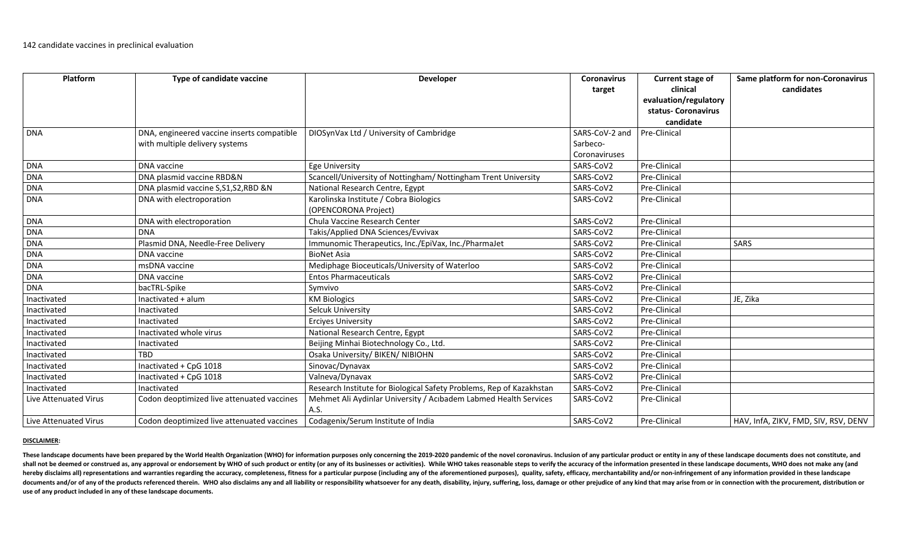142 candidate vaccines in preclinical evaluation

| Platform | Type of candidate vaccine | Developer | Coronavirus target | Current stage of clinical evaluation/regulatory status- Coronavirus candidate | Same platform for non-Coronavirus candidates |
|---|---|---|---|---|---|
| DNA | DNA, engineered vaccine inserts compatible with multiple delivery systems | DIOSynVax Ltd / University of Cambridge | SARS-CoV-2 and Sarbeco-Coronaviruses | Pre-Clinical | |
| DNA | DNA vaccine | Ege University | SARS-CoV2 | Pre-Clinical | |
| DNA | DNA plasmid vaccine RBD&N | Scancell/University of Nottingham/ Nottingham Trent University | SARS-CoV2 | Pre-Clinical | |
| DNA | DNA plasmid vaccine S,S1,S2,RBD &N | National Research Centre, Egypt | SARS-CoV2 | Pre-Clinical | |
| DNA | DNA with electroporation | Karolinska Institute / Cobra Biologics (OPENCORONA Project) | SARS-CoV2 | Pre-Clinical | |
| DNA | DNA with electroporation | Chula Vaccine Research Center | SARS-CoV2 | Pre-Clinical | |
| DNA | DNA | Takis/Applied DNA Sciences/Evvivax | SARS-CoV2 | Pre-Clinical | |
| DNA | Plasmid DNA, Needle-Free Delivery | Immunomic Therapeutics, Inc./EpiVax, Inc./PharmaJet | SARS-CoV2 | Pre-Clinical | SARS |
| DNA | DNA vaccine | BioNet Asia | SARS-CoV2 | Pre-Clinical | |
| DNA | msDNA vaccine | Mediphage Bioceuticals/University of Waterloo | SARS-CoV2 | Pre-Clinical | |
| DNA | DNA vaccine | Entos Pharmaceuticals | SARS-CoV2 | Pre-Clinical | |
| DNA | bacTRL-Spike | Symvivo | SARS-CoV2 | Pre-Clinical | |
| Inactivated | Inactivated + alum | KM Biologics | SARS-CoV2 | Pre-Clinical | JE, Zika |
| Inactivated | Inactivated | Selcuk University | SARS-CoV2 | Pre-Clinical | |
| Inactivated | Inactivated | Erciyes University | SARS-CoV2 | Pre-Clinical | |
| Inactivated | Inactivated whole virus | National Research Centre, Egypt | SARS-CoV2 | Pre-Clinical | |
| Inactivated | Inactivated | Beijing Minhai Biotechnology Co., Ltd. | SARS-CoV2 | Pre-Clinical | |
| Inactivated | TBD | Osaka University/ BIKEN/ NIBIOHN | SARS-CoV2 | Pre-Clinical | |
| Inactivated | Inactivated + CpG 1018 | Sinovac/Dynavax | SARS-CoV2 | Pre-Clinical | |
| Inactivated | Inactivated + CpG 1018 | Valneva/Dynavax | SARS-CoV2 | Pre-Clinical | |
| Inactivated | Inactivated | Research Institute for Biological Safety Problems, Rep of Kazakhstan | SARS-CoV2 | Pre-Clinical | |
| Live Attenuated Virus | Codon deoptimized live attenuated vaccines | Mehmet Ali Aydinlar University / Acıbadem Labmed Health Services A.S. | SARS-CoV2 | Pre-Clinical | |
| Live Attenuated Virus | Codon deoptimized live attenuated vaccines | Codagenix/Serum Institute of India | SARS-CoV2 | Pre-Clinical | HAV, InfA, ZIKV, FMD, SIV, RSV, DENV |

**DISCLAIMER:**

**These landscape documents have been prepared by the World Health Organization (WHO) for information purposes only concerning the 2019-2020 pandemic of the novel coronavirus. Inclusion of any particular product or entity in any of these landscape documents does not constitute, and shall not be deemed or construed as, any approval or endorsement by WHO of such product or entity (or any of its businesses or activities). While WHO takes reasonable steps to verify the accuracy of the information presented in these landscape documents, WHO does not make any (and hereby disclaims all) representations and warranties regarding the accuracy, completeness, fitness for a particular purpose (including any of the aforementioned purposes), quality, safety, efficacy, merchantability and/or non-infringement of any information provided in these landscape documents and/or of any of the products referenced therein. WHO also disclaims any and all liability or responsibility whatsoever for any death, disability, injury, suffering, loss, damage or other prejudice of any kind that may arise from or in connection with the procurement, distribution or use of any product included in any of these landscape documents.**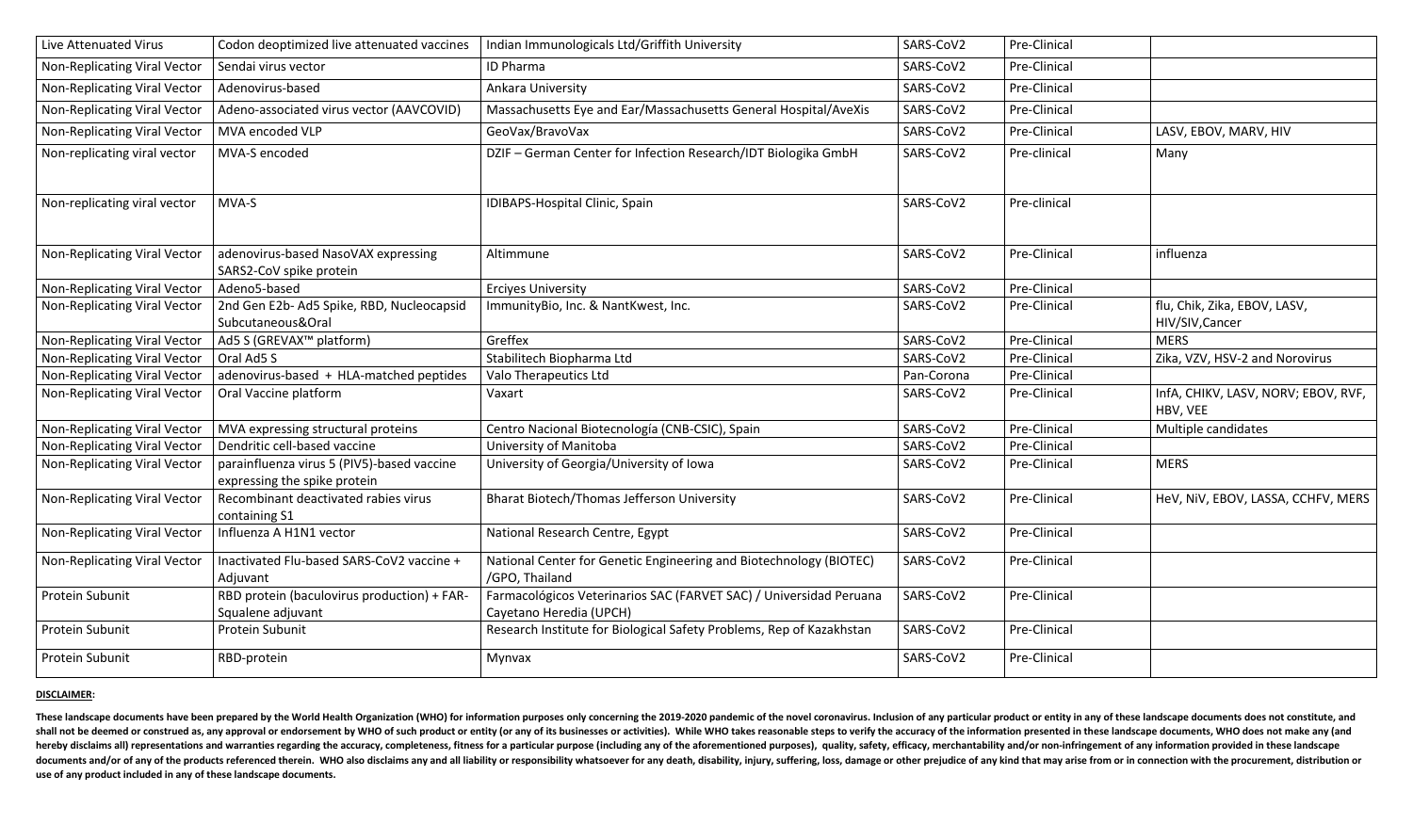| | | | | | |
|---|---|---|---|---|---|
| Live Attenuated Virus | Codon deoptimized live attenuated vaccines | Indian Immunologicals Ltd/Griffith University | SARS-CoV2 | Pre-Clinical | |
| Non-Replicating Viral Vector | Sendai virus vector | ID Pharma | SARS-CoV2 | Pre-Clinical | |
| Non-Replicating Viral Vector | Adenovirus-based | Ankara University | SARS-CoV2 | Pre-Clinical | |
| Non-Replicating Viral Vector | Adeno-associated virus vector (AAVCOVID) | Massachusetts Eye and Ear/Massachusetts General Hospital/AveXis | SARS-CoV2 | Pre-Clinical | |
| Non-Replicating Viral Vector | MVA encoded VLP | GeoVax/BravoVax | SARS-CoV2 | Pre-Clinical | LASV, EBOV, MARV, HIV |
| Non-replicating viral vector | MVA-S encoded | DZIF – German Center for Infection Research/IDT Biologika GmbH | SARS-CoV2 | Pre-clinical | Many |
| Non-replicating viral vector | MVA-S | IDIBAPS-Hospital Clinic, Spain | SARS-CoV2 | Pre-clinical | |
| Non-Replicating Viral Vector | adenovirus-based NasoVAX expressing SARS2-CoV spike protein | Altimmune | SARS-CoV2 | Pre-Clinical | influenza |
| Non-Replicating Viral Vector | Adeno5-based | Erciyes University | SARS-CoV2 | Pre-Clinical | |
| Non-Replicating Viral Vector | 2nd Gen E2b- Ad5 Spike, RBD, Nucleocapsid Subcutaneous&Oral | ImmunityBio, Inc. & NantKwest, Inc. | SARS-CoV2 | Pre-Clinical | flu, Chik, Zika, EBOV, LASV, HIV/SIV,Cancer |
| Non-Replicating Viral Vector | Ad5 S (GREVAX™ platform) | Greffex | SARS-CoV2 | Pre-Clinical | MERS |
| Non-Replicating Viral Vector | Oral Ad5 S | Stabilitech Biopharma Ltd | SARS-CoV2 | Pre-Clinical | Zika, VZV, HSV-2 and Norovirus |
| Non-Replicating Viral Vector | adenovirus-based + HLA-matched peptides | Valo Therapeutics Ltd | Pan-Corona | Pre-Clinical | |
| Non-Replicating Viral Vector | Oral Vaccine platform | Vaxart | SARS-CoV2 | Pre-Clinical | InfA, CHIKV, LASV, NORV; EBOV, RVF, HBV, VEE |
| Non-Replicating Viral Vector | MVA expressing structural proteins | Centro Nacional Biotecnología (CNB-CSIC), Spain | SARS-CoV2 | Pre-Clinical | Multiple candidates |
| Non-Replicating Viral Vector | Dendritic cell-based vaccine | University of Manitoba | SARS-CoV2 | Pre-Clinical | |
| Non-Replicating Viral Vector | parainfluenza virus 5 (PIV5)-based vaccine expressing the spike protein | University of Georgia/University of Iowa | SARS-CoV2 | Pre-Clinical | MERS |
| Non-Replicating Viral Vector | Recombinant deactivated rabies virus containing S1 | Bharat Biotech/Thomas Jefferson University | SARS-CoV2 | Pre-Clinical | HeV, NiV, EBOV, LASSA, CCHFV, MERS |
| Non-Replicating Viral Vector | Influenza A H1N1 vector | National Research Centre, Egypt | SARS-CoV2 | Pre-Clinical | |
| Non-Replicating Viral Vector | Inactivated Flu-based SARS-CoV2 vaccine + Adjuvant | National Center for Genetic Engineering and Biotechnology (BIOTEC) /GPO, Thailand | SARS-CoV2 | Pre-Clinical | |
| Protein Subunit | RBD protein (baculovirus production) + FAR-Squalene adjuvant | Farmacológicos Veterinarios SAC (FARVET SAC) / Universidad Peruana Cayetano Heredia (UPCH) | SARS-CoV2 | Pre-Clinical | |
| Protein Subunit | Protein Subunit | Research Institute for Biological Safety Problems, Rep of Kazakhstan | SARS-CoV2 | Pre-Clinical | |
| Protein Subunit | RBD-protein | Mynvax | SARS-CoV2 | Pre-Clinical | |

**DISCLAIMER:**

**These landscape documents have been prepared by the World Health Organization (WHO) for information purposes only concerning the 2019-2020 pandemic of the novel coronavirus. Inclusion of any particular product or entity in any of these landscape documents does not constitute, and shall not be deemed or construed as, any approval or endorsement by WHO of such product or entity (or any of its businesses or activities). While WHO takes reasonable steps to verify the accuracy of the information presented in these landscape documents, WHO does not make any (and hereby disclaims all) representations and warranties regarding the accuracy, completeness, fitness for a particular purpose (including any of the aforementioned purposes), quality, safety, efficacy, merchantability and/or non-infringement of any information provided in these landscape documents and/or of any of the products referenced therein. WHO also disclaims any and all liability or responsibility whatsoever for any death, disability, injury, suffering, loss, damage or other prejudice of any kind that may arise from or in connection with the procurement, distribution or use of any product included in any of these landscape documents.**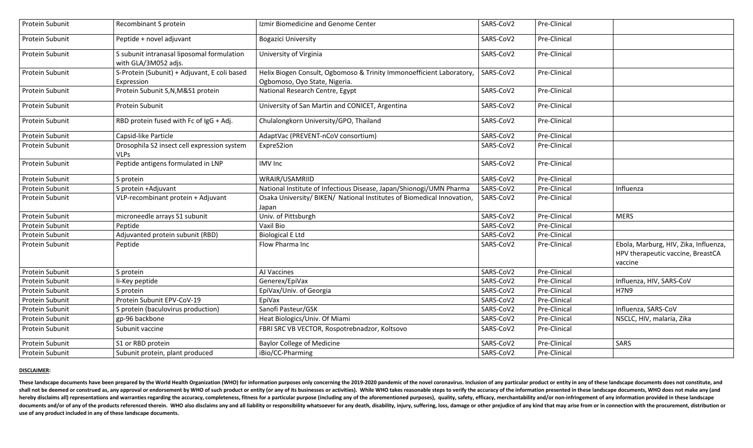| Protein Subunit | Recombinant S protein | Izmir Biomedicine and Genome Center | SARS-CoV2 | Pre-Clinical | |
|---|---|---|---|---|---|
| Protein Subunit | Peptide + novel adjuvant | Bogazici University | SARS-CoV2 | Pre-Clinical | |
| Protein Subunit | S subunit intranasal liposomal formulation with GLA/3M052 adjs. | University of Virginia | SARS-CoV2 | Pre-Clinical | |
| Protein Subunit | S-Protein (Subunit) + Adjuvant, E coli based Expression | Helix Biogen Consult, Ogbomoso & Trinity Immonoefficient Laboratory, Ogbomoso, Oyo State, Nigeria. | SARS-CoV2 | Pre-Clinical | |
| Protein Subunit | Protein Subunit S,N,M&S1 protein | National Research Centre, Egypt | SARS-CoV2 | Pre-Clinical | |
| Protein Subunit | Protein Subunit | University of San Martin and CONICET, Argentina | SARS-CoV2 | Pre-Clinical | |
| Protein Subunit | RBD protein fused with Fc of IgG + Adj. | Chulalongkorn University/GPO, Thailand | SARS-CoV2 | Pre-Clinical | |
| Protein Subunit | Capsid-like Particle | AdaptVac (PREVENT-nCoV consortium) | SARS-CoV2 | Pre-Clinical | |
| Protein Subunit | Drosophila S2 insect cell expression system VLPs | ExpreS2ion | SARS-CoV2 | Pre-Clinical | |
| Protein Subunit | Peptide antigens formulated in LNP | IMV Inc | SARS-CoV2 | Pre-Clinical | |
| Protein Subunit | S protein | WRAIR/USAMRIID | SARS-CoV2 | Pre-Clinical | |
| Protein Subunit | S protein +Adjuvant | National Institute of Infectious Disease, Japan/Shionogi/UMN Pharma | SARS-CoV2 | Pre-Clinical | Influenza |
| Protein Subunit | VLP-recombinant protein + Adjuvant | Osaka University/ BIKEN/ National Institutes of Biomedical Innovation, Japan | SARS-CoV2 | Pre-Clinical | |
| Protein Subunit | microneedle arrays S1 subunit | Univ. of Pittsburgh | SARS-CoV2 | Pre-Clinical | MERS |
| Protein Subunit | Peptide | Vaxil Bio | SARS-CoV2 | Pre-Clinical | |
| Protein Subunit | Adjuvanted protein subunit (RBD) | Biological E Ltd | SARS-CoV2 | Pre-Clinical | |
| Protein Subunit | Peptide | Flow Pharma Inc | SARS-CoV2 | Pre-Clinical | Ebola, Marburg, HIV, Zika, Influenza, HPV therapeutic vaccine, BreastCA vaccine |
| Protein Subunit | S protein | AJ Vaccines | SARS-CoV2 | Pre-Clinical | |
| Protein Subunit | Ii-Key peptide | Generex/EpiVax | SARS-CoV2 | Pre-Clinical | Influenza, HIV, SARS-CoV |
| Protein Subunit | S protein | EpiVax/Univ. of Georgia | SARS-CoV2 | Pre-Clinical | H7N9 |
| Protein Subunit | Protein Subunit EPV-CoV-19 | EpiVax | SARS-CoV2 | Pre-Clinical | |
| Protein Subunit | S protein (baculovirus production) | Sanofi Pasteur/GSK | SARS-CoV2 | Pre-Clinical | Influenza, SARS-CoV |
| Protein Subunit | gp-96 backbone | Heat Biologics/Univ. Of Miami | SARS-CoV2 | Pre-Clinical | NSCLC, HIV, malaria, Zika |
| Protein Subunit | Subunit vaccine | FBRI SRC VB VECTOR, Rospotrebnadzor, Koltsovo | SARS-CoV2 | Pre-Clinical | |
| Protein Subunit | S1 or RBD protein | Baylor College of Medicine | SARS-CoV2 | Pre-Clinical | SARS |
| Protein Subunit | Subunit protein, plant produced | iBio/CC-Pharming | SARS-CoV2 | Pre-Clinical | |

**DISCLAIMER:**

**These landscape documents have been prepared by the World Health Organization (WHO) for information purposes only concerning the 2019-2020 pandemic of the novel coronavirus. Inclusion of any particular product or entity in any of these landscape documents does not constitute, and shall not be deemed or construed as, any approval or endorsement by WHO of such product or entity (or any of its businesses or activities). While WHO takes reasonable steps to verify the accuracy of the information presented in these landscape documents, WHO does not make any (and hereby disclaims all) representations and warranties regarding the accuracy, completeness, fitness for a particular purpose (including any of the aforementioned purposes), quality, safety, efficacy, merchantability and/or non-infringement of any information provided in these landscape documents and/or of any of the products referenced therein. WHO also disclaims any and all liability or responsibility whatsoever for any death, disability, injury, suffering, loss, damage or other prejudice of any kind that may arise from or in connection with the procurement, distribution or use of any product included in any of these landscape documents.**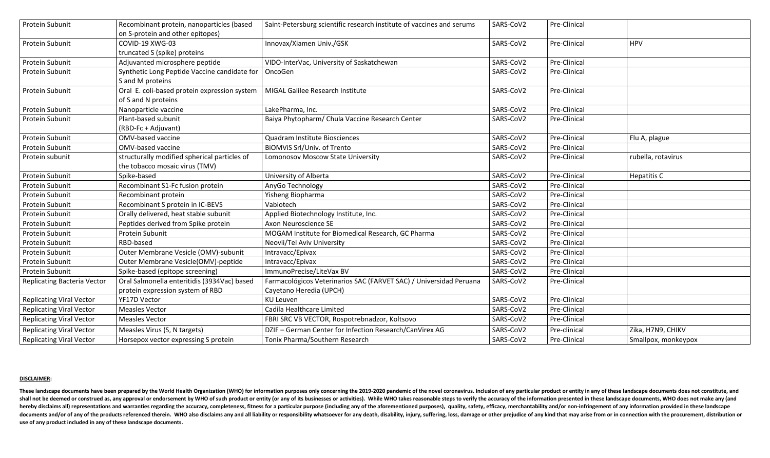| Protein Subunit | Recombinant protein, nanoparticles (based on S-protein and other epitopes) | Saint-Petersburg scientific research institute of vaccines and serums | SARS-CoV2 | Pre-Clinical | |
|---|---|---|---|---|---|
| Protein Subunit | COVID-19 XWG-03 truncated S (spike) proteins | Innovax/Xiamen Univ./GSK | SARS-CoV2 | Pre-Clinical | HPV |
| Protein Subunit | Adjuvanted microsphere peptide | VIDO-InterVac, University of Saskatchewan | SARS-CoV2 | Pre-Clinical | |
| Protein Subunit | Synthetic Long Peptide Vaccine candidate for S and M proteins | OncoGen | SARS-CoV2 | Pre-Clinical | |
| Protein Subunit | Oral E. coli-based protein expression system of S and N proteins | MIGAL Galilee Research Institute | SARS-CoV2 | Pre-Clinical | |
| Protein Subunit | Nanoparticle vaccine | LakePharma, Inc. | SARS-CoV2 | Pre-Clinical | |
| Protein Subunit | Plant-based subunit (RBD-Fc + Adjuvant) | Baiya Phytopharm/ Chula Vaccine Research Center | SARS-CoV2 | Pre-Clinical | |
| Protein Subunit | OMV-based vaccine | Quadram Institute Biosciences | SARS-CoV2 | Pre-Clinical | Flu A, plague |
| Protein Subunit | OMV-based vaccine | BiOMViS Srl/Univ. of Trento | SARS-CoV2 | Pre-Clinical | |
| Protein subunit | structurally modified spherical particles of the tobacco mosaic virus (TMV) | Lomonosov Moscow State University | SARS-CoV2 | Pre-Clinical | rubella, rotavirus |
| Protein Subunit | Spike-based | University of Alberta | SARS-CoV2 | Pre-Clinical | Hepatitis C |
| Protein Subunit | Recombinant S1-Fc fusion protein | AnyGo Technology | SARS-CoV2 | Pre-Clinical | |
| Protein Subunit | Recombinant protein | Yisheng Biopharma | SARS-CoV2 | Pre-Clinical | |
| Protein Subunit | Recombinant S protein in IC-BEVS | Vabiotech | SARS-CoV2 | Pre-Clinical | |
| Protein Subunit | Orally delivered, heat stable subunit | Applied Biotechnology Institute, Inc. | SARS-CoV2 | Pre-Clinical | |
| Protein Subunit | Peptides derived from Spike protein | Axon Neuroscience SE | SARS-CoV2 | Pre-Clinical | |
| Protein Subunit | Protein Subunit | MOGAM Institute for Biomedical Research, GC Pharma | SARS-CoV2 | Pre-Clinical | |
| Protein Subunit | RBD-based | Neovii/Tel Aviv University | SARS-CoV2 | Pre-Clinical | |
| Protein Subunit | Outer Membrane Vesicle (OMV)-subunit | Intravacc/Epivax | SARS-CoV2 | Pre-Clinical | |
| Protein Subunit | Outer Membrane Vesicle(OMV)-peptide | Intravacc/Epivax | SARS-CoV2 | Pre-Clinical | |
| Protein Subunit | Spike-based (epitope screening) | ImmunoPrecise/LiteVax BV | SARS-CoV2 | Pre-Clinical | |
| Replicating Bacteria Vector | Oral Salmonella enteritidis (3934Vac) based protein expression system of RBD | Farmacológicos Veterinarios SAC (FARVET SAC) / Universidad Peruana Cayetano Heredia (UPCH) | SARS-CoV2 | Pre-Clinical | |
| Replicating Viral Vector | YF17D Vector | KU Leuven | SARS-CoV2 | Pre-Clinical | |
| Replicating Viral Vector | Measles Vector | Cadila Healthcare Limited | SARS-CoV2 | Pre-Clinical | |
| Replicating Viral Vector | Measles Vector | FBRI SRC VB VECTOR, Rospotrebnadzor, Koltsovo | SARS-CoV2 | Pre-Clinical | |
| Replicating Viral Vector | Measles Virus (S, N targets) | DZIF – German Center for Infection Research/CanVirex AG | SARS-CoV2 | Pre-clinical | Zika, H7N9, CHIKV |
| Replicating Viral Vector | Horsepox vector expressing S protein | Tonix Pharma/Southern Research | SARS-CoV2 | Pre-Clinical | Smallpox, monkeypox |

**DISCLAIMER:**

**These landscape documents have been prepared by the World Health Organization (WHO) for information purposes only concerning the 2019-2020 pandemic of the novel coronavirus. Inclusion of any particular product or entity in any of these landscape documents does not constitute, and shall not be deemed or construed as, any approval or endorsement by WHO of such product or entity (or any of its businesses or activities). While WHO takes reasonable steps to verify the accuracy of the information presented in these landscape documents, WHO does not make any (and hereby disclaims all) representations and warranties regarding the accuracy, completeness, fitness for a particular purpose (including any of the aforementioned purposes), quality, safety, efficacy, merchantability and/or non-infringement of any information provided in these landscape documents and/or of any of the products referenced therein. WHO also disclaims any and all liability or responsibility whatsoever for any death, disability, injury, suffering, loss, damage or other prejudice of any kind that may arise from or in connection with the procurement, distribution or use of any product included in any of these landscape documents.**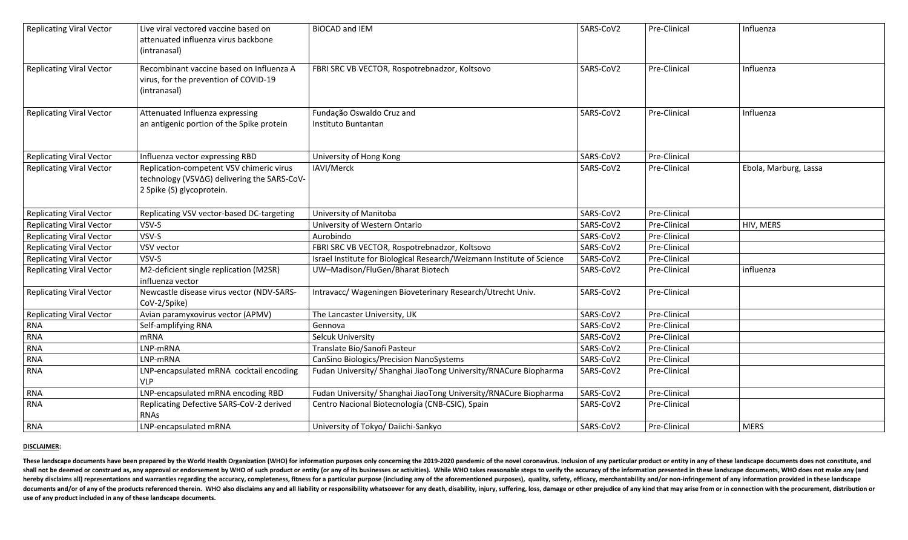| Replicating Viral Vector | Live viral vectored vaccine based on attenuated influenza virus backbone (intranasal) | BiOCAD and IEM | SARS-CoV2 | Pre-Clinical | Influenza |
|---|---|---|---|---|---|
| Replicating Viral Vector | Recombinant vaccine based on Influenza A virus, for the prevention of COVID-19 (intranasal) | FBRI SRC VB VECTOR, Rospotrebnadzor, Koltsovo | SARS-CoV2 | Pre-Clinical | Influenza |
| Replicating Viral Vector | Attenuated Influenza expressing an antigenic portion of the Spike protein | Fundação Oswaldo Cruz and Instituto Buntantan | SARS-CoV2 | Pre-Clinical | Influenza |
| Replicating Viral Vector | Influenza vector expressing RBD | University of Hong Kong | SARS-CoV2 | Pre-Clinical | |
| Replicating Viral Vector | Replication-competent VSV chimeric virus technology (VSVΔG) delivering the SARS-CoV-2 Spike (S) glycoprotein. | IAVI/Merck | SARS-CoV2 | Pre-Clinical | Ebola, Marburg, Lassa |
| Replicating Viral Vector | Replicating VSV vector-based DC-targeting | University of Manitoba | SARS-CoV2 | Pre-Clinical | |
| Replicating Viral Vector | VSV-S | University of Western Ontario | SARS-CoV2 | Pre-Clinical | HIV, MERS |
| Replicating Viral Vector | VSV-S | Aurobindo | SARS-CoV2 | Pre-Clinical | |
| Replicating Viral Vector | VSV vector | FBRI SRC VB VECTOR, Rospotrebnadzor, Koltsovo | SARS-CoV2 | Pre-Clinical | |
| Replicating Viral Vector | VSV-S | Israel Institute for Biological Research/Weizmann Institute of Science | SARS-CoV2 | Pre-Clinical | |
| Replicating Viral Vector | M2-deficient single replication (M2SR) influenza vector | UW–Madison/FluGen/Bharat Biotech | SARS-CoV2 | Pre-Clinical | influenza |
| Replicating Viral Vector | Newcastle disease virus vector (NDV-SARS-CoV-2/Spike) | Intravacc/ Wageningen Bioveterinary Research/Utrecht Univ. | SARS-CoV2 | Pre-Clinical | |
| Replicating Viral Vector | Avian paramyxovirus vector (APMV) | The Lancaster University, UK | SARS-CoV2 | Pre-Clinical | |
| RNA | Self-amplifying RNA | Gennova | SARS-CoV2 | Pre-Clinical | |
| RNA | mRNA | Selcuk University | SARS-CoV2 | Pre-Clinical | |
| RNA | LNP-mRNA | Translate Bio/Sanofi Pasteur | SARS-CoV2 | Pre-Clinical | |
| RNA | LNP-mRNA | CanSino Biologics/Precision NanoSystems | SARS-CoV2 | Pre-Clinical | |
| RNA | LNP-encapsulated mRNA cocktail encoding VLP | Fudan University/ Shanghai JiaoTong University/RNACure Biopharma | SARS-CoV2 | Pre-Clinical | |
| RNA | LNP-encapsulated mRNA encoding RBD | Fudan University/ Shanghai JiaoTong University/RNACure Biopharma | SARS-CoV2 | Pre-Clinical | |
| RNA | Replicating Defective SARS-CoV-2 derived RNAs | Centro Nacional Biotecnología (CNB-CSIC), Spain | SARS-CoV2 | Pre-Clinical | |
| RNA | LNP-encapsulated mRNA | University of Tokyo/ Daiichi-Sankyo | SARS-CoV2 | Pre-Clinical | MERS |

**DISCLAIMER:**

**These landscape documents have been prepared by the World Health Organization (WHO) for information purposes only concerning the 2019-2020 pandemic of the novel coronavirus. Inclusion of any particular product or entity in any of these landscape documents does not constitute, and shall not be deemed or construed as, any approval or endorsement by WHO of such product or entity (or any of its businesses or activities). While WHO takes reasonable steps to verify the accuracy of the information presented in these landscape documents, WHO does not make any (and hereby disclaims all) representations and warranties regarding the accuracy, completeness, fitness for a particular purpose (including any of the aforementioned purposes), quality, safety, efficacy, merchantability and/or non-infringement of any information provided in these landscape documents and/or of any of the products referenced therein. WHO also disclaims any and all liability or responsibility whatsoever for any death, disability, injury, suffering, loss, damage or other prejudice of any kind that may arise from or in connection with the procurement, distribution or use of any product included in any of these landscape documents.**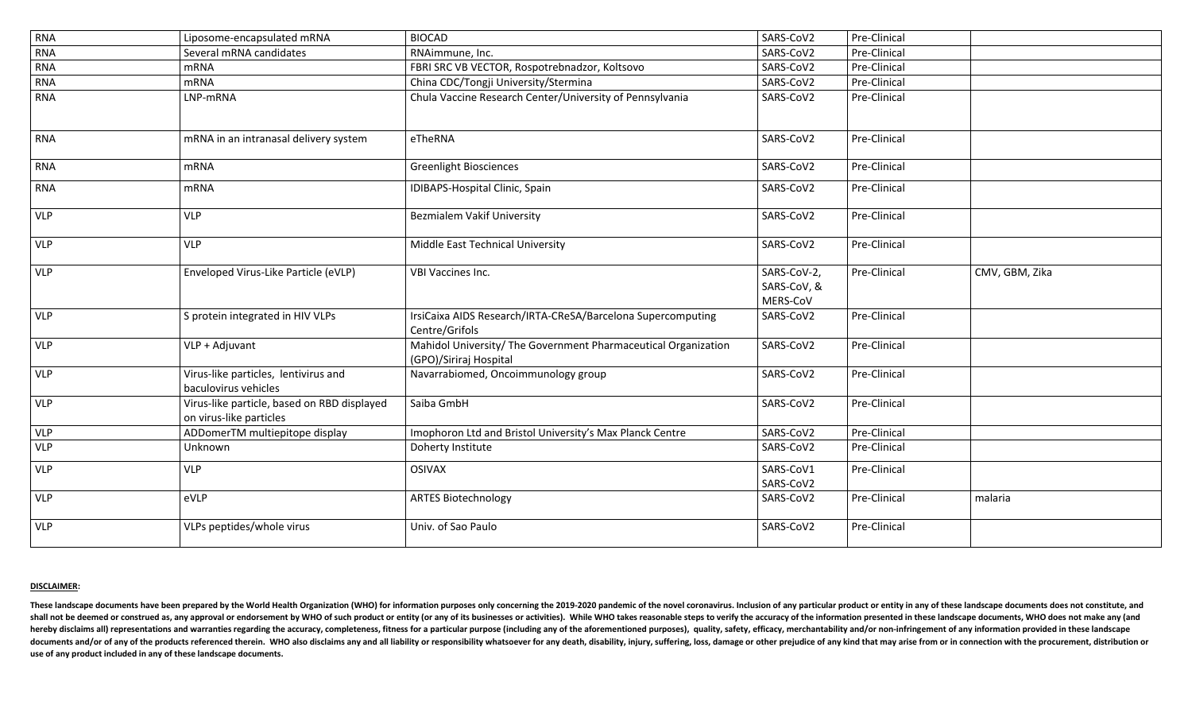| | | | | | |
|---|---|---|---|---|---|
| RNA | Liposome-encapsulated mRNA | BIOCAD | SARS-CoV2 | Pre-Clinical | |
| RNA | Several mRNA candidates | RNAimmune, Inc. | SARS-CoV2 | Pre-Clinical | |
| RNA | mRNA | FBRI SRC VB VECTOR, Rospotrebnadzor, Koltsovo | SARS-CoV2 | Pre-Clinical | |
| RNA | mRNA | China CDC/Tongji University/Stermina | SARS-CoV2 | Pre-Clinical | |
| RNA | LNP-mRNA | Chula Vaccine Research Center/University of Pennsylvania | SARS-CoV2 | Pre-Clinical | |
| RNA | mRNA in an intranasal delivery system | eTheRNA | SARS-CoV2 | Pre-Clinical | |
| RNA | mRNA | Greenlight Biosciences | SARS-CoV2 | Pre-Clinical | |
| RNA | mRNA | IDIBAPS-Hospital Clinic, Spain | SARS-CoV2 | Pre-Clinical | |
| VLP | VLP | Bezmialem Vakif University | SARS-CoV2 | Pre-Clinical | |
| VLP | VLP | Middle East Technical University | SARS-CoV2 | Pre-Clinical | |
| VLP | Enveloped Virus-Like Particle (eVLP) | VBI Vaccines Inc. | SARS-CoV-2, SARS-CoV, & MERS-CoV | Pre-Clinical | CMV, GBM, Zika |
| VLP | S protein integrated in HIV VLPs | IrsiCaixa AIDS Research/IRTA-CReSA/Barcelona Supercomputing Centre/Grifols | SARS-CoV2 | Pre-Clinical | |
| VLP | VLP + Adjuvant | Mahidol University/ The Government Pharmaceutical Organization (GPO)/Siriraj Hospital | SARS-CoV2 | Pre-Clinical | |
| VLP | Virus-like particles, lentivirus and baculovirus vehicles | Navarrabiomed, Oncoimmunology group | SARS-CoV2 | Pre-Clinical | |
| VLP | Virus-like particle, based on RBD displayed on virus-like particles | Saiba GmbH | SARS-CoV2 | Pre-Clinical | |
| VLP | ADDomerTM multiepitope display | Imophoron Ltd and Bristol University's Max Planck Centre | SARS-CoV2 | Pre-Clinical | |
| VLP | Unknown | Doherty Institute | SARS-CoV2 | Pre-Clinical | |
| VLP | VLP | OSIVAX | SARS-CoV1 SARS-CoV2 | Pre-Clinical | |
| VLP | eVLP | ARTES Biotechnology | SARS-CoV2 | Pre-Clinical | malaria |
| VLP | VLPs peptides/whole virus | Univ. of Sao Paulo | SARS-CoV2 | Pre-Clinical | |

**DISCLAIMER:**

**These landscape documents have been prepared by the World Health Organization (WHO) for information purposes only concerning the 2019-2020 pandemic of the novel coronavirus. Inclusion of any particular product or entity in any of these landscape documents does not constitute, and shall not be deemed or construed as, any approval or endorsement by WHO of such product or entity (or any of its businesses or activities). While WHO takes reasonable steps to verify the accuracy of the information presented in these landscape documents, WHO does not make any (and hereby disclaims all) representations and warranties regarding the accuracy, completeness, fitness for a particular purpose (including any of the aforementioned purposes), quality, safety, efficacy, merchantability and/or non-infringement of any information provided in these landscape documents and/or of any of the products referenced therein. WHO also disclaims any and all liability or responsibility whatsoever for any death, disability, injury, suffering, loss, damage or other prejudice of any kind that may arise from or in connection with the procurement, distribution or use of any product included in any of these landscape documents.**